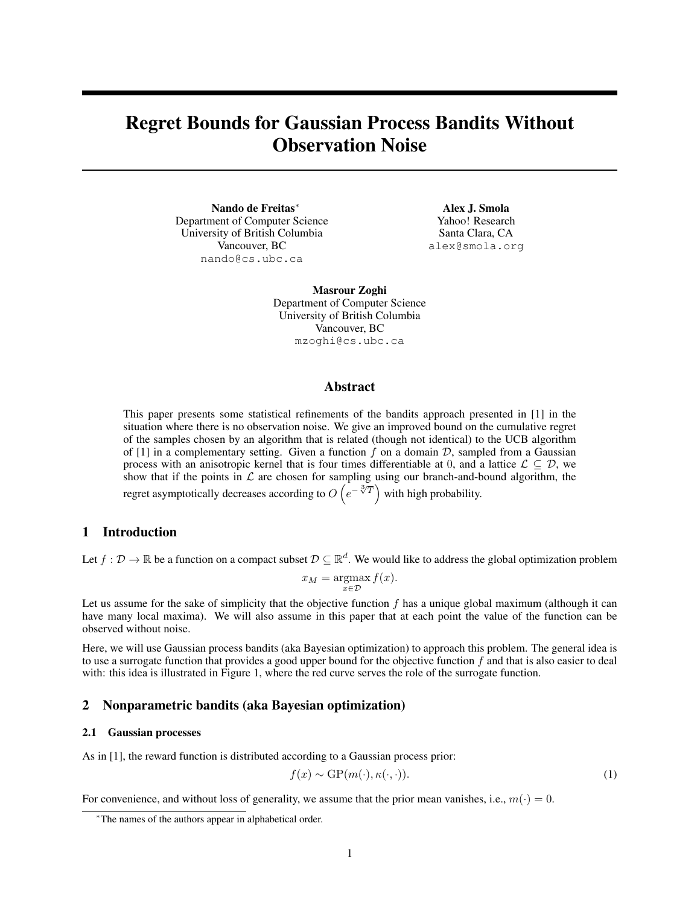# Regret Bounds for Gaussian Process Bandits Without Observation Noise

**Nando de Freitas**[*]
Department of Computer Science
University of British Columbia
Vancouver, BC
nando@cs.ubc.ca

**Alex J. Smola**
Yahoo! Research
Santa Clara, CA
alex@smola.org

**Masrour Zoghi**
Department of Computer Science
University of British Columbia
Vancouver, BC
mzoghi@cs.ubc.ca

## Abstract

This paper presents some statistical refinements of the bandits approach presented in [1] in the situation where there is no observation noise. We give an improved bound on the cumulative regret of the samples chosen by an algorithm that is related (though not identical) to the UCB algorithm of [1] in a complementary setting. Given a function $f$ on a domain $\mathcal{D}$, sampled from a Gaussian process with an anisotropic kernel that is four times differentiable at 0, and a lattice $\mathcal{L} \subseteq \mathcal{D}$, we show that if the points in $\mathcal{L}$ are chosen for sampling using our branch-and-bound algorithm, the regret asymptotically decreases according to $O\left(e^{-\sqrt[3]{T}}\right)$ with high probability.

## 1 Introduction

Let $f : \mathcal{D} \to \mathbb{R}$ be a function on a compact subset $\mathcal{D} \subseteq \mathbb{R}^d$. We would like to address the global optimization problem

$$x_M = \underset{x \in \mathcal{D}}{\operatorname{argmax}}\, f(x).$$

Let us assume for the sake of simplicity that the objective function $f$ has a unique global maximum (although it can have many local maxima). We will also assume in this paper that at each point the value of the function can be observed without noise.

Here, we will use Gaussian process bandits (aka Bayesian optimization) to approach this problem. The general idea is to use a surrogate function that provides a good upper bound for the objective function $f$ and that is also easier to deal with: this idea is illustrated in Figure 1, where the red curve serves the role of the surrogate function.

## 2 Nonparametric bandits (aka Bayesian optimization)

### 2.1 Gaussian processes

As in [1], the reward function is distributed according to a Gaussian process prior:

$$f(x) \sim \mathrm{GP}(m(\cdot), \kappa(\cdot, \cdot)). \tag{1}$$

For convenience, and without loss of generality, we assume that the prior mean vanishes, i.e., $m(\cdot) = 0$.

[*] The names of the authors appear in alphabetical order.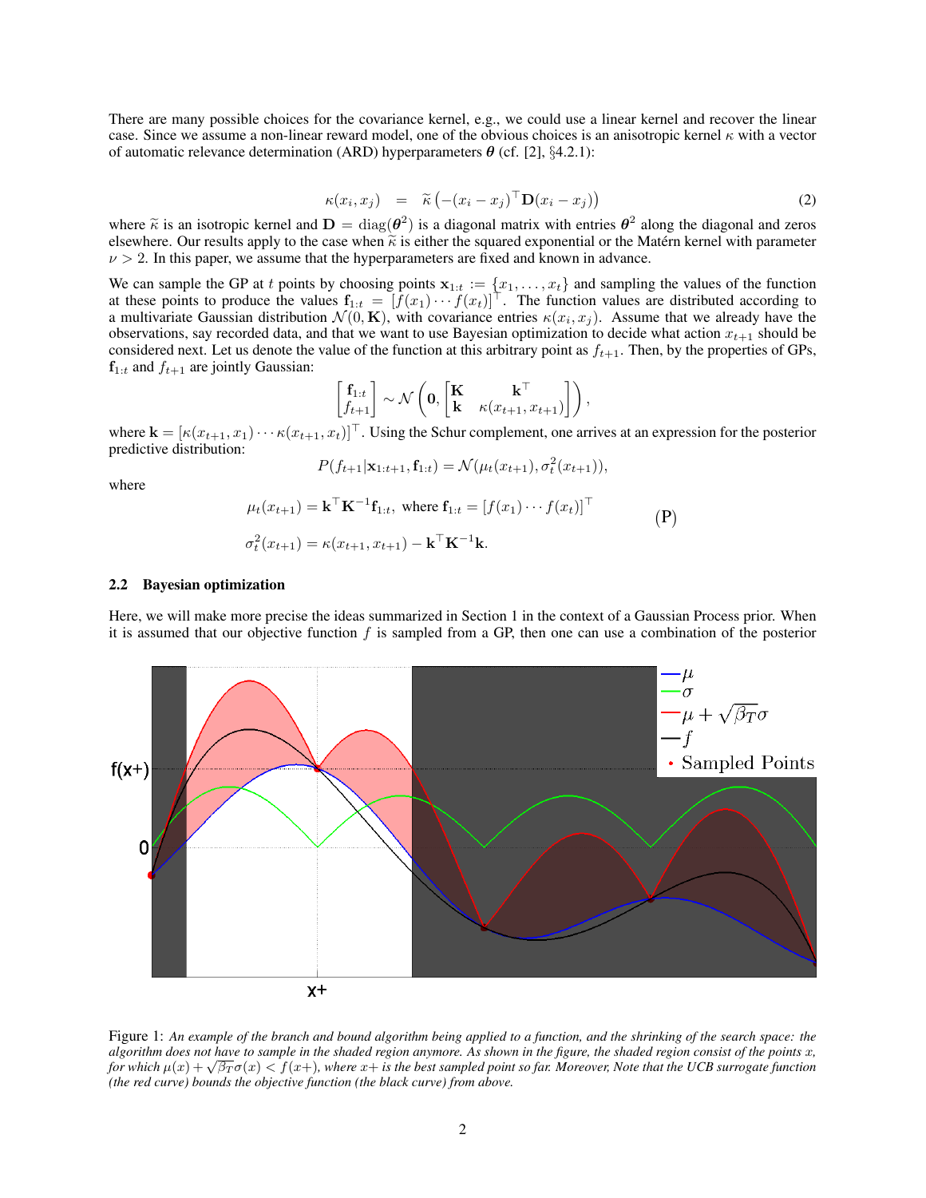There are many possible choices for the covariance kernel, e.g., we could use a linear kernel and recover the linear case. Since we assume a non-linear reward model, one of the obvious choices is an anisotropic kernel $\kappa$ with a vector of automatic relevance determination (ARD) hyperparameters $\boldsymbol{\theta}$ (cf. [2], §4.2.1):

$$\kappa(x_i, x_j) \quad = \quad \widetilde{\kappa}\left(-(x_i - x_j)^\top \mathbf{D}(x_i - x_j)\right) \tag{2}$$

where $\widetilde{\kappa}$ is an isotropic kernel and $\mathbf{D} = \mathrm{diag}(\boldsymbol{\theta}^2)$ is a diagonal matrix with entries $\boldsymbol{\theta}^2$ along the diagonal and zeros elsewhere. Our results apply to the case when $\widetilde{\kappa}$ is either the squared exponential or the Matérn kernel with parameter $\nu > 2$. In this paper, we assume that the hyperparameters are fixed and known in advance.

We can sample the GP at $t$ points by choosing points $\mathbf{x}_{1:t} := \{x_1, \ldots, x_t\}$ and sampling the values of the function at these points to produce the values $\mathbf{f}_{1:t} = [f(x_1) \cdots f(x_t)]^\top$. The function values are distributed according to a multivariate Gaussian distribution $\mathcal{N}(0, \mathbf{K})$, with covariance entries $\kappa(x_i, x_j)$. Assume that we already have the observations, say recorded data, and that we want to use Bayesian optimization to decide what action $x_{t+1}$ should be considered next. Let us denote the value of the function at this arbitrary point as $f_{t+1}$. Then, by the properties of GPs, $\mathbf{f}_{1:t}$ and $f_{t+1}$ are jointly Gaussian:

$$\begin{bmatrix} \mathbf{f}_{1:t} \\ f_{t+1} \end{bmatrix} \sim \mathcal{N}\left(\mathbf{0}, \begin{bmatrix} \mathbf{K} & \mathbf{k}^\top \\ \mathbf{k} & \kappa(x_{t+1}, x_{t+1}) \end{bmatrix}\right),$$

where $\mathbf{k} = [\kappa(x_{t+1}, x_1) \cdots \kappa(x_{t+1}, x_t)]^\top$. Using the Schur complement, one arrives at an expression for the posterior predictive distribution:

$$P(f_{t+1} | \mathbf{x}_{1:t+1}, \mathbf{f}_{1:t}) = \mathcal{N}(\mu_t(x_{t+1}), \sigma_t^2(x_{t+1})),$$

where

$$\begin{aligned} \mu_t(x_{t+1}) &= \mathbf{k}^\top \mathbf{K}^{-1} \mathbf{f}_{1:t}, \text{ where } \mathbf{f}_{1:t} = [f(x_1) \cdots f(x_t)]^\top \\ \sigma_t^2(x_{t+1}) &= \kappa(x_{t+1}, x_{t+1}) - \mathbf{k}^\top \mathbf{K}^{-1} \mathbf{k}. \end{aligned} \tag{P}$$

### 2.2 Bayesian optimization

Here, we will make more precise the ideas summarized in Section 1 in the context of a Gaussian Process prior. When it is assumed that our objective function $f$ is sampled from a GP, then one can use a combination of the posterior

Figure 1: *An example of the branch and bound algorithm being applied to a function, and the shrinking of the search space: the algorithm does not have to sample in the shaded region anymore. As shown in the figure, the shaded region consist of the points $x$, for which $\mu(x) + \sqrt{\beta_T}\sigma(x) < f(x+)$, where $x+$ is the best sampled point so far. Moreover, Note that the UCB surrogate function (the red curve) bounds the objective function (the black curve) from above.*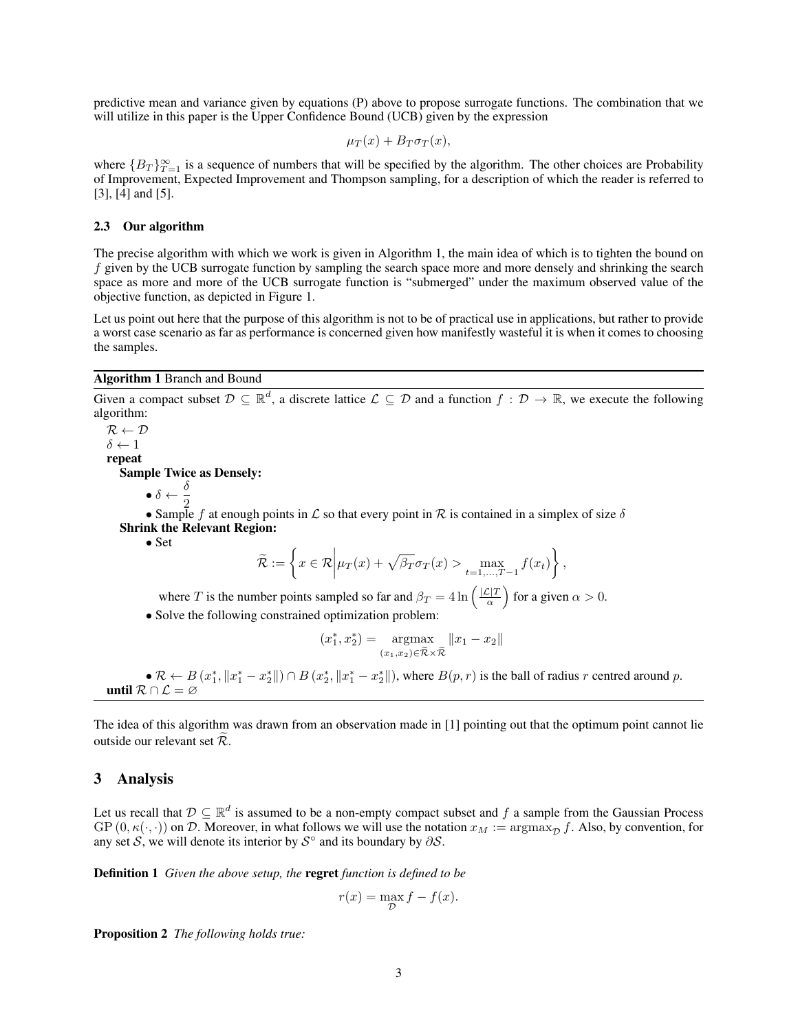predictive mean and variance given by equations (P) above to propose surrogate functions. The combination that we will utilize in this paper is the Upper Confidence Bound (UCB) given by the expression

$$\mu_T(x) + B_T\sigma_T(x),$$

where $\{B_T\}_{T=1}^{\infty}$ is a sequence of numbers that will be specified by the algorithm. The other choices are Probability of Improvement, Expected Improvement and Thompson sampling, for a description of which the reader is referred to [3], [4] and [5].

### 2.3 Our algorithm

The precise algorithm with which we work is given in Algorithm 1, the main idea of which is to tighten the bound on $f$ given by the UCB surrogate function by sampling the search space more and more densely and shrinking the search space as more and more of the UCB surrogate function is "submerged" under the maximum observed value of the objective function, as depicted in Figure 1.

Let us point out here that the purpose of this algorithm is not to be of practical use in applications, but rather to provide a worst case scenario as far as performance is concerned given how manifestly wasteful it is when it comes to choosing the samples.

---

**Algorithm 1** Branch and Bound

---

Given a compact subset $\mathcal{D} \subseteq \mathbb{R}^d$, a discrete lattice $\mathcal{L} \subseteq \mathcal{D}$ and a function $f : \mathcal{D} \to \mathbb{R}$, we execute the following algorithm:

$\mathcal{R} \leftarrow \mathcal{D}$

$\delta \leftarrow 1$

**repeat**

**Sample Twice as Densely:**

- $\delta \leftarrow \dfrac{\delta}{2}$
- Sample $f$ at enough points in $\mathcal{L}$ so that every point in $\mathcal{R}$ is contained in a simplex of size $\delta$

**Shrink the Relevant Region:**

- Set

$$\widetilde{\mathcal{R}} := \left\{ x \in \mathcal{R} \,\middle|\, \mu_T(x) + \sqrt{\beta_T}\sigma_T(x) > \max_{t=1,\dots,T-1} f(x_t) \right\},$$

where $T$ is the number points sampled so far and $\beta_T = 4\ln\left(\frac{|\mathcal{L}|T}{\alpha}\right)$ for a given $\alpha > 0$.

- Solve the following constrained optimization problem:

$$(x_1^*, x_2^*) = \underset{(x_1,x_2)\in\widetilde{\mathcal{R}}\times\widetilde{\mathcal{R}}}{\operatorname{argmax}} \|x_1 - x_2\|$$

- $\mathcal{R} \leftarrow B\left(x_1^*, \|x_1^* - x_2^*\|\right) \cap B\left(x_2^*, \|x_1^* - x_2^*\|\right)$, where $B(p, r)$ is the ball of radius $r$ centred around $p$.

**until** $\mathcal{R} \cap \mathcal{L} = \varnothing$

---

The idea of this algorithm was drawn from an observation made in [1] pointing out that the optimum point cannot lie outside our relevant set $\widetilde{\mathcal{R}}$.

## 3 Analysis

Let us recall that $\mathcal{D} \subseteq \mathbb{R}^d$ is assumed to be a non-empty compact subset and $f$ a sample from the Gaussian Process $\mathrm{GP}\left(0, \kappa(\cdot,\cdot)\right)$ on $\mathcal{D}$. Moreover, in what follows we will use the notation $x_M := \operatorname{argmax}_{\mathcal{D}} f$. Also, by convention, for any set $\mathcal{S}$, we will denote its interior by $\mathcal{S}^{\circ}$ and its boundary by $\partial\mathcal{S}$.

**Definition 1** *Given the above setup, the* **regret** *function is defined to be*

$$r(x) = \max_{\mathcal{D}} f - f(x).$$

**Proposition 2** *The following holds true:*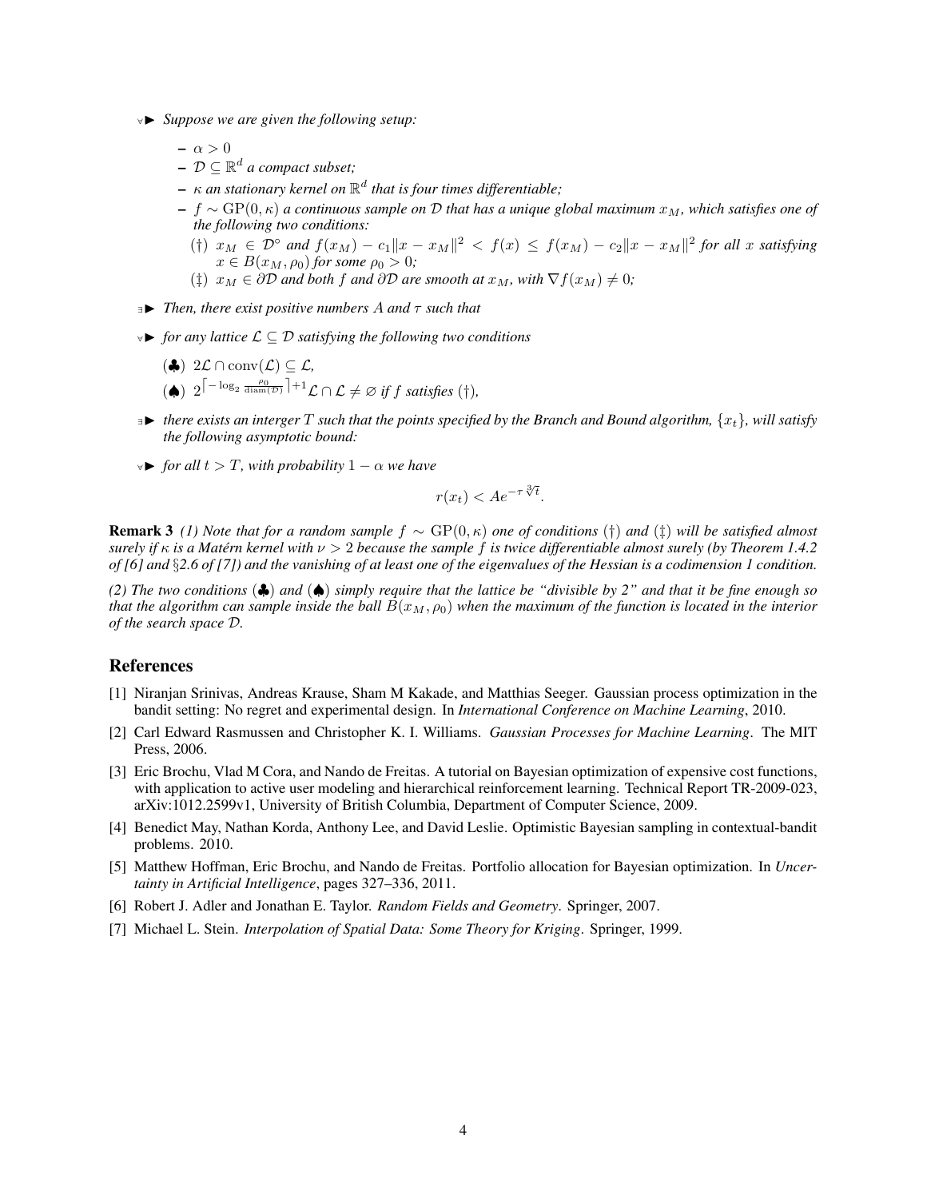- $\forall$► *Suppose we are given the following setup:*
  - $\alpha > 0$
  - $\mathcal{D} \subseteq \mathbb{R}^d$ *a compact subset;*
  - $\kappa$ *an stationary kernel on* $\mathbb{R}^d$ *that is four times differentiable;*
  - $f \sim \mathrm{GP}(0, \kappa)$ *a continuous sample on* $\mathcal{D}$ *that has a unique global maximum* $x_M$*, which satisfies one of the following two conditions:*
    - $(\dagger)$ $x_M \in \mathcal{D}^\circ$ *and* $f(x_M) - c_1\|x - x_M\|^2 < f(x) \leq f(x_M) - c_2\|x - x_M\|^2$ *for all* $x$ *satisfying* $x \in B(x_M, \rho_0)$ *for some* $\rho_0 > 0$*;*
    - $(\ddagger)$ $x_M \in \partial\mathcal{D}$ *and both* $f$ *and* $\partial\mathcal{D}$ *are smooth at* $x_M$*, with* $\nabla f(x_M) \neq 0$*;*
- $\exists$► *Then, there exist positive numbers* $A$ *and* $\tau$ *such that*
- $\forall$► *for any lattice* $\mathcal{L} \subseteq \mathcal{D}$ *satisfying the following two conditions*
  - (♣) $2\mathcal{L} \cap \mathrm{conv}(\mathcal{L}) \subseteq \mathcal{L}$*,*
  - (♠) $2^{\lceil -\log_2 \frac{\rho_0}{\mathrm{diam}(\mathcal{D})} \rceil + 1}\mathcal{L} \cap \mathcal{L} \neq \varnothing$ *if* $f$ *satisfies* $(\dagger)$*,*
- $\exists$► *there exists an interger* $T$ *such that the points specified by the Branch and Bound algorithm,* $\{x_t\}$*, will satisfy the following asymptotic bound:*
- $\forall$► *for all* $t > T$*, with probability* $1 - \alpha$ *we have*

$$r(x_t) < Ae^{-\tau \sqrt[3]{t}}.$$

**Remark 3** *(1) Note that for a random sample* $f \sim \mathrm{GP}(0, \kappa)$ *one of conditions* $(\dagger)$ *and* $(\ddagger)$ *will be satisfied almost surely if* $\kappa$ *is a Matérn kernel with* $\nu > 2$ *because the sample* $f$ *is twice differentiable almost surely (by Theorem 1.4.2 of [6] and §2.6 of [7]) and the vanishing of at least one of the eigenvalues of the Hessian is a codimension 1 condition.*

*(2) The two conditions (♣) and (♠) simply require that the lattice be "divisible by 2" and that it be fine enough so that the algorithm can sample inside the ball* $B(x_M, \rho_0)$ *when the maximum of the function is located in the interior of the search space* $\mathcal{D}$*.*

## References

[1] Niranjan Srinivas, Andreas Krause, Sham M Kakade, and Matthias Seeger. Gaussian process optimization in the bandit setting: No regret and experimental design. In *International Conference on Machine Learning*, 2010.

[2] Carl Edward Rasmussen and Christopher K. I. Williams. *Gaussian Processes for Machine Learning*. The MIT Press, 2006.

[3] Eric Brochu, Vlad M Cora, and Nando de Freitas. A tutorial on Bayesian optimization of expensive cost functions, with application to active user modeling and hierarchical reinforcement learning. Technical Report TR-2009-023, arXiv:1012.2599v1, University of British Columbia, Department of Computer Science, 2009.

[4] Benedict May, Nathan Korda, Anthony Lee, and David Leslie. Optimistic Bayesian sampling in contextual-bandit problems. 2010.

[5] Matthew Hoffman, Eric Brochu, and Nando de Freitas. Portfolio allocation for Bayesian optimization. In *Uncertainty in Artificial Intelligence*, pages 327–336, 2011.

[6] Robert J. Adler and Jonathan E. Taylor. *Random Fields and Geometry*. Springer, 2007.

[7] Michael L. Stein. *Interpolation of Spatial Data: Some Theory for Kriging*. Springer, 1999.